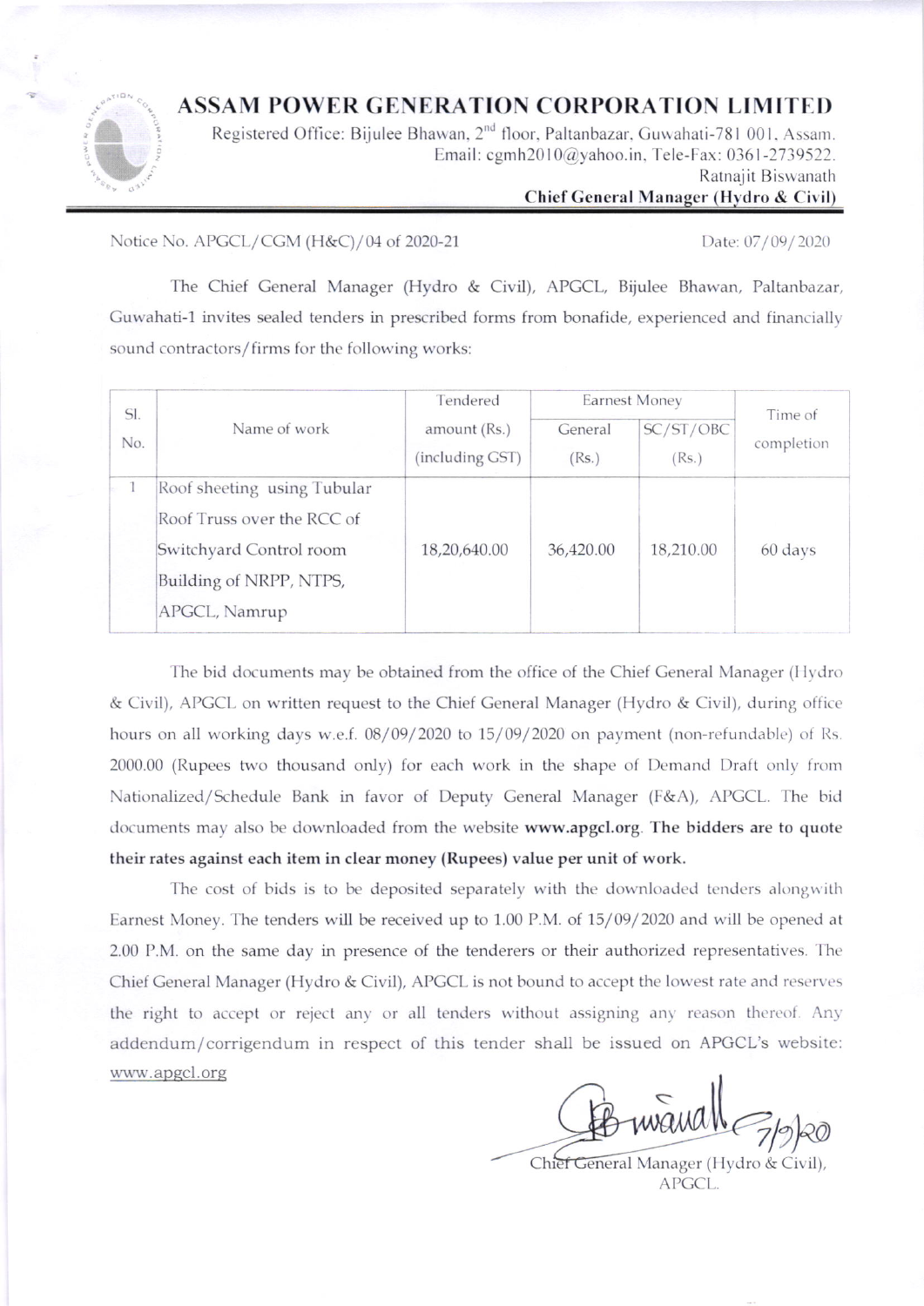# ASSAM POWER GENERATION CORPORATION LIMITED

Registered Office: Bijulee Bhawan, 2nd floor, Paltanbazar, Guwahati-781 001, Assam.
Email: cgmh2010@yahoo.in, Tele-Fax: 0361-2739522.
Ratnajit Biswanath
**Chief General Manager (Hydro & Civil)**

Notice No. APGCL/CGM (H&C)/04 of 2020-21

Date: 07/09/2020

The Chief General Manager (Hydro & Civil), APGCL, Bijulee Bhawan, Paltanbazar, Guwahati-1 invites sealed tenders in prescribed forms from bonafide, experienced and financially sound contractors/firms for the following works:

| Sl. No. | Name of work | Tendered amount (Rs.) (including GST) | Earnest Money | | Time of completion |
|---|---|---|---|---|---|
| | | | General (Rs.) | SC/ST/OBC (Rs.) | |
| 1 | Roof sheeting using Tubular Roof Truss over the RCC of Switchyard Control room Building of NRPP, NTPS, APGCL, Namrup | 18,20,640.00 | 36,420.00 | 18,210.00 | 60 days |

The bid documents may be obtained from the office of the Chief General Manager (Hydro & Civil), APGCL on written request to the Chief General Manager (Hydro & Civil), during office hours on all working days w.e.f. 08/09/2020 to 15/09/2020 on payment (non-refundable) of Rs. 2000.00 (Rupees two thousand only) for each work in the shape of Demand Draft only from Nationalized/Schedule Bank in favor of Deputy General Manager (F&A), APGCL. The bid documents may also be downloaded from the website **www.apgcl.org**. **The bidders are to quote their rates against each item in clear money (Rupees) value per unit of work.**

The cost of bids is to be deposited separately with the downloaded tenders alongwith Earnest Money. The tenders will be received up to 1.00 P.M. of 15/09/2020 and will be opened at 2.00 P.M. on the same day in presence of the tenderers or their authorized representatives. The Chief General Manager (Hydro & Civil), APGCL is not bound to accept the lowest rate and reserves the right to accept or reject any or all tenders without assigning any reason thereof. Any addendum/corrigendum in respect of this tender shall be issued on APGCL's website: www.apgcl.org

7/9/20

Chief General Manager (Hydro & Civil),
APGCL.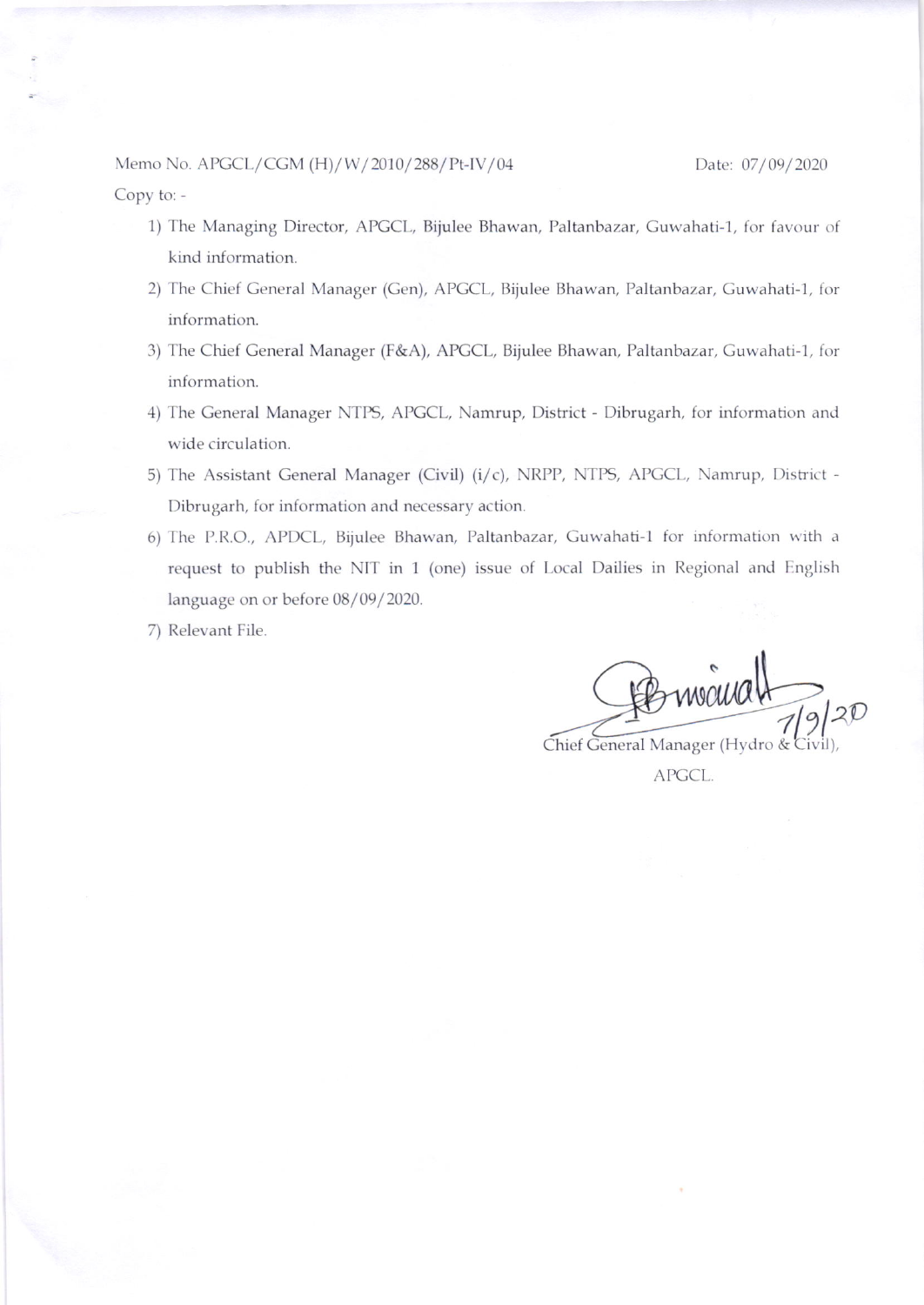Memo No. APGCL/CGM (H)/W/2010/288/Pt-IV/04 Date: 07/09/2020

Copy to: -

1) The Managing Director, APGCL, Bijulee Bhawan, Paltanbazar, Guwahati-1, for favour of kind information.
2) The Chief General Manager (Gen), APGCL, Bijulee Bhawan, Paltanbazar, Guwahati-1, for information.
3) The Chief General Manager (F&A), APGCL, Bijulee Bhawan, Paltanbazar, Guwahati-1, for information.
4) The General Manager NTPS, APGCL, Namrup, District - Dibrugarh, for information and wide circulation.
5) The Assistant General Manager (Civil) (i/c), NRPP, NTPS, APGCL, Namrup, District - Dibrugarh, for information and necessary action.
6) The P.R.O., APDCL, Bijulee Bhawan, Paltanbazar, Guwahati-1 for information with a request to publish the NIT in 1 (one) issue of Local Dailies in Regional and English language on or before 08/09/2020.
7) Relevant File.

7/9/20

Chief General Manager (Hydro & Civil),

APGCL.